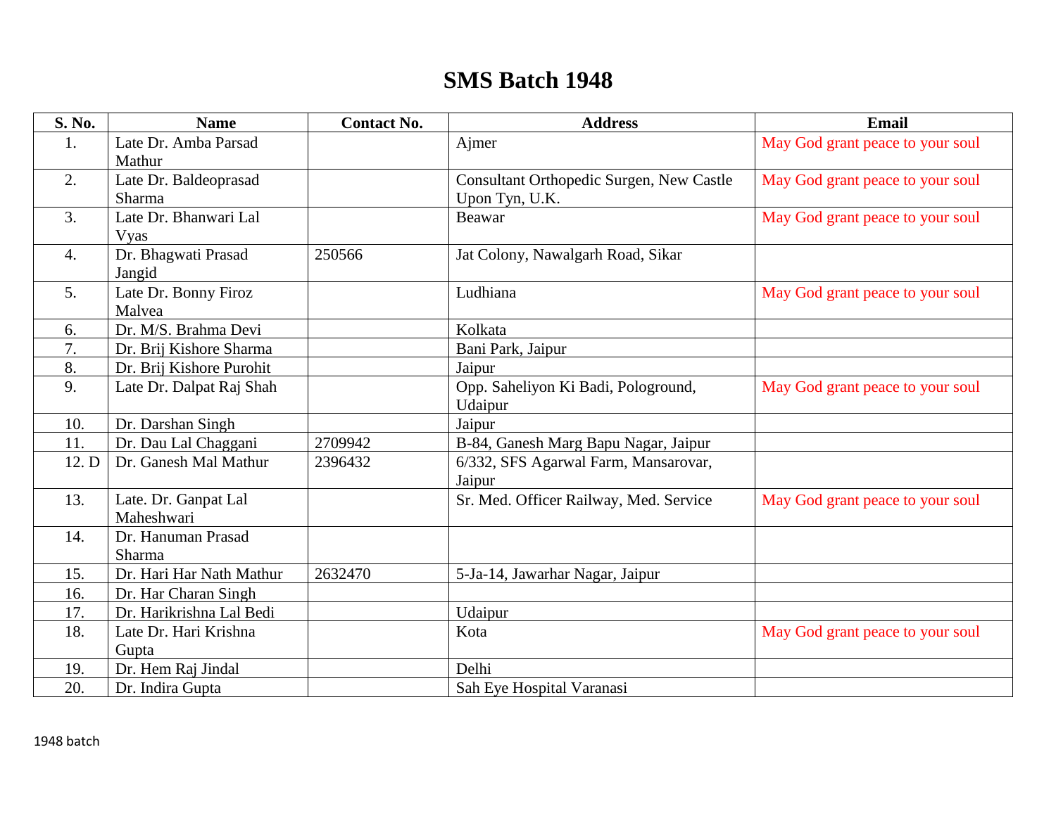# SMS Batch 1948

| S. No. | Name | Contact No. | Address | Email |
|---|---|---|---|---|
| 1. | Late Dr. Amba Parsad Mathur | | Ajmer | May God grant peace to your soul |
| 2. | Late Dr. Baldeoprasad Sharma | | Consultant Orthopedic Surgen, New Castle Upon Tyn, U.K. | May God grant peace to your soul |
| 3. | Late Dr. Bhanwari Lal Vyas | | Beawar | May God grant peace to your soul |
| 4. | Dr. Bhagwati Prasad Jangid | 250566 | Jat Colony, Nawalgarh Road, Sikar | |
| 5. | Late Dr. Bonny Firoz Malvea | | Ludhiana | May God grant peace to your soul |
| 6. | Dr. M/S. Brahma Devi | | Kolkata | |
| 7. | Dr. Brij Kishore Sharma | | Bani Park, Jaipur | |
| 8. | Dr. Brij Kishore Purohit | | Jaipur | |
| 9. | Late Dr. Dalpat Raj Shah | | Opp. Saheliyon Ki Badi, Pologround, Udaipur | May God grant peace to your soul |
| 10. | Dr. Darshan Singh | | Jaipur | |
| 11. | Dr. Dau Lal Chaggani | 2709942 | B-84, Ganesh Marg Bapu Nagar, Jaipur | |
| 12. D | Dr. Ganesh Mal Mathur | 2396432 | 6/332, SFS Agarwal Farm, Mansarovar, Jaipur | |
| 13. | Late. Dr. Ganpat Lal Maheshwari | | Sr. Med. Officer Railway, Med. Service | May God grant peace to your soul |
| 14. | Dr. Hanuman Prasad Sharma | | | |
| 15. | Dr. Hari Har Nath Mathur | 2632470 | 5-Ja-14, Jawarhar Nagar, Jaipur | |
| 16. | Dr. Har Charan Singh | | | |
| 17. | Dr. Harikrishna Lal Bedi | | Udaipur | |
| 18. | Late Dr. Hari Krishna Gupta | | Kota | May God grant peace to your soul |
| 19. | Dr. Hem Raj Jindal | | Delhi | |
| 20. | Dr. Indira Gupta | | Sah Eye Hospital Varanasi | |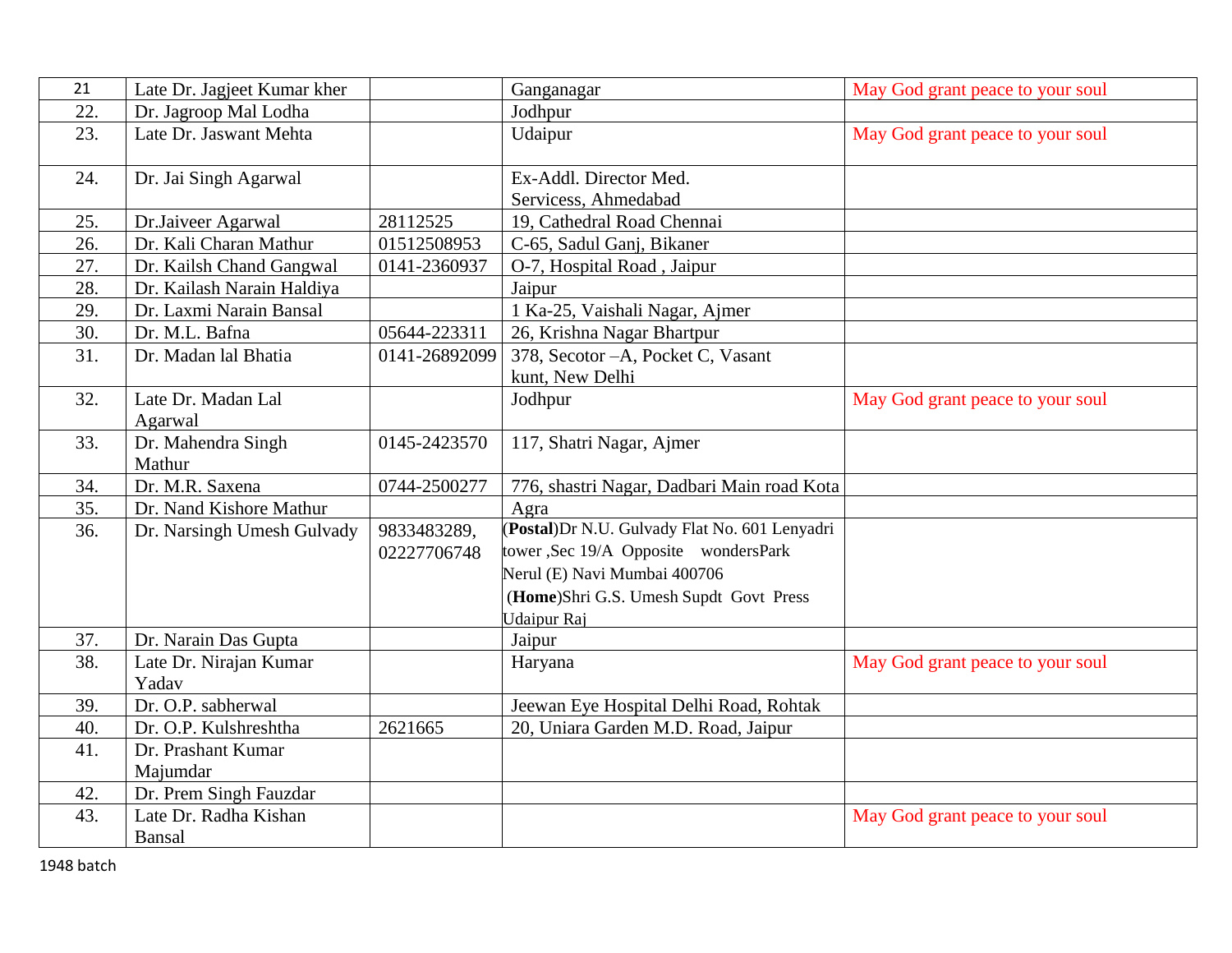| 21 | Late Dr. Jagjeet Kumar kher | | Ganganagar | May God grant peace to your soul |
|---|---|---|---|---|
| 22. | Dr. Jagroop Mal Lodha | | Jodhpur | |
| 23. | Late Dr. Jaswant Mehta | | Udaipur | May God grant peace to your soul |
| 24. | Dr. Jai Singh Agarwal | | Ex-Addl. Director Med. Servicess, Ahmedabad | |
| 25. | Dr.Jaiveer Agarwal | 28112525 | 19, Cathedral Road Chennai | |
| 26. | Dr. Kali Charan Mathur | 01512508953 | C-65, Sadul Ganj, Bikaner | |
| 27. | Dr. Kailsh Chand Gangwal | 0141-2360937 | O-7, Hospital Road , Jaipur | |
| 28. | Dr. Kailash Narain Haldiya | | Jaipur | |
| 29. | Dr. Laxmi Narain Bansal | | 1 Ka-25, Vaishali Nagar, Ajmer | |
| 30. | Dr. M.L. Bafna | 05644-223311 | 26, Krishna Nagar Bhartpur | |
| 31. | Dr. Madan lal Bhatia | 0141-26892099 | 378, Secotor –A, Pocket C, Vasant kunt, New Delhi | |
| 32. | Late Dr. Madan Lal Agarwal | | Jodhpur | May God grant peace to your soul |
| 33. | Dr. Mahendra Singh Mathur | 0145-2423570 | 117, Shatri Nagar, Ajmer | |
| 34. | Dr. M.R. Saxena | 0744-2500277 | 776, shastri Nagar, Dadbari Main road Kota | |
| 35. | Dr. Nand Kishore Mathur | | Agra | |
| 36. | Dr. Narsingh Umesh Gulvady | 9833483289, 02227706748 | (**Postal**)Dr N.U. Gulvady Flat No. 601 Lenyadri tower ,Sec 19/A Opposite wondersPark Nerul (E) Navi Mumbai 400706 (**Home**)Shri G.S. Umesh Supdt Govt Press Udaipur Raj | |
| 37. | Dr. Narain Das Gupta | | Jaipur | |
| 38. | Late Dr. Nirajan Kumar Yadav | | Haryana | May God grant peace to your soul |
| 39. | Dr. O.P. sabherwal | | Jeewan Eye Hospital Delhi Road, Rohtak | |
| 40. | Dr. O.P. Kulshreshtha | 2621665 | 20, Uniara Garden M.D. Road, Jaipur | |
| 41. | Dr. Prashant Kumar Majumdar | | | |
| 42. | Dr. Prem Singh Fauzdar | | | |
| 43. | Late Dr. Radha Kishan Bansal | | | May God grant peace to your soul |

1948 batch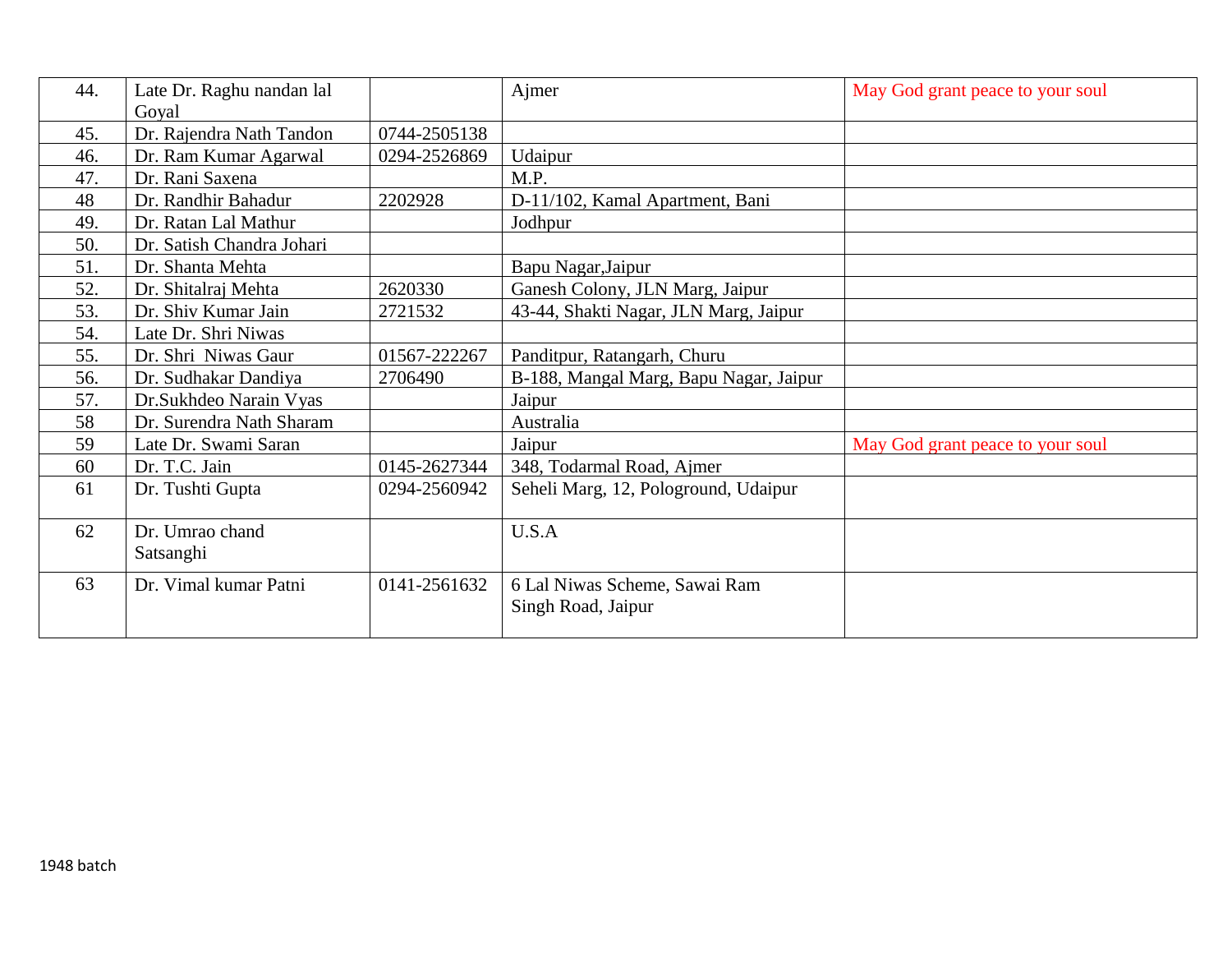| 44. | Late Dr. Raghu nandan lal Goyal | | Ajmer | May God grant peace to your soul |
|---|---|---|---|---|
| 45. | Dr. Rajendra Nath Tandon | 0744-2505138 | | |
| 46. | Dr. Ram Kumar Agarwal | 0294-2526869 | Udaipur | |
| 47. | Dr. Rani Saxena | | M.P. | |
| 48 | Dr. Randhir Bahadur | 2202928 | D-11/102, Kamal Apartment, Bani | |
| 49. | Dr. Ratan Lal Mathur | | Jodhpur | |
| 50. | Dr. Satish Chandra Johari | | | |
| 51. | Dr. Shanta Mehta | | Bapu Nagar,Jaipur | |
| 52. | Dr. Shitalraj Mehta | 2620330 | Ganesh Colony, JLN Marg, Jaipur | |
| 53. | Dr. Shiv Kumar Jain | 2721532 | 43-44, Shakti Nagar, JLN Marg, Jaipur | |
| 54. | Late Dr. Shri Niwas | | | |
| 55. | Dr. Shri Niwas Gaur | 01567-222267 | Panditpur, Ratangarh, Churu | |
| 56. | Dr. Sudhakar Dandiya | 2706490 | B-188, Mangal Marg, Bapu Nagar, Jaipur | |
| 57. | Dr.Sukhdeo Narain Vyas | | Jaipur | |
| 58 | Dr. Surendra Nath Sharam | | Australia | |
| 59 | Late Dr. Swami Saran | | Jaipur | May God grant peace to your soul |
| 60 | Dr. T.C. Jain | 0145-2627344 | 348, Todarmal Road, Ajmer | |
| 61 | Dr. Tushti Gupta | 0294-2560942 | Seheli Marg, 12, Pologround, Udaipur | |
| 62 | Dr. Umrao chand Satsanghi | | U.S.A | |
| 63 | Dr. Vimal kumar Patni | 0141-2561632 | 6 Lal Niwas Scheme, Sawai Ram Singh Road, Jaipur | |

1948 batch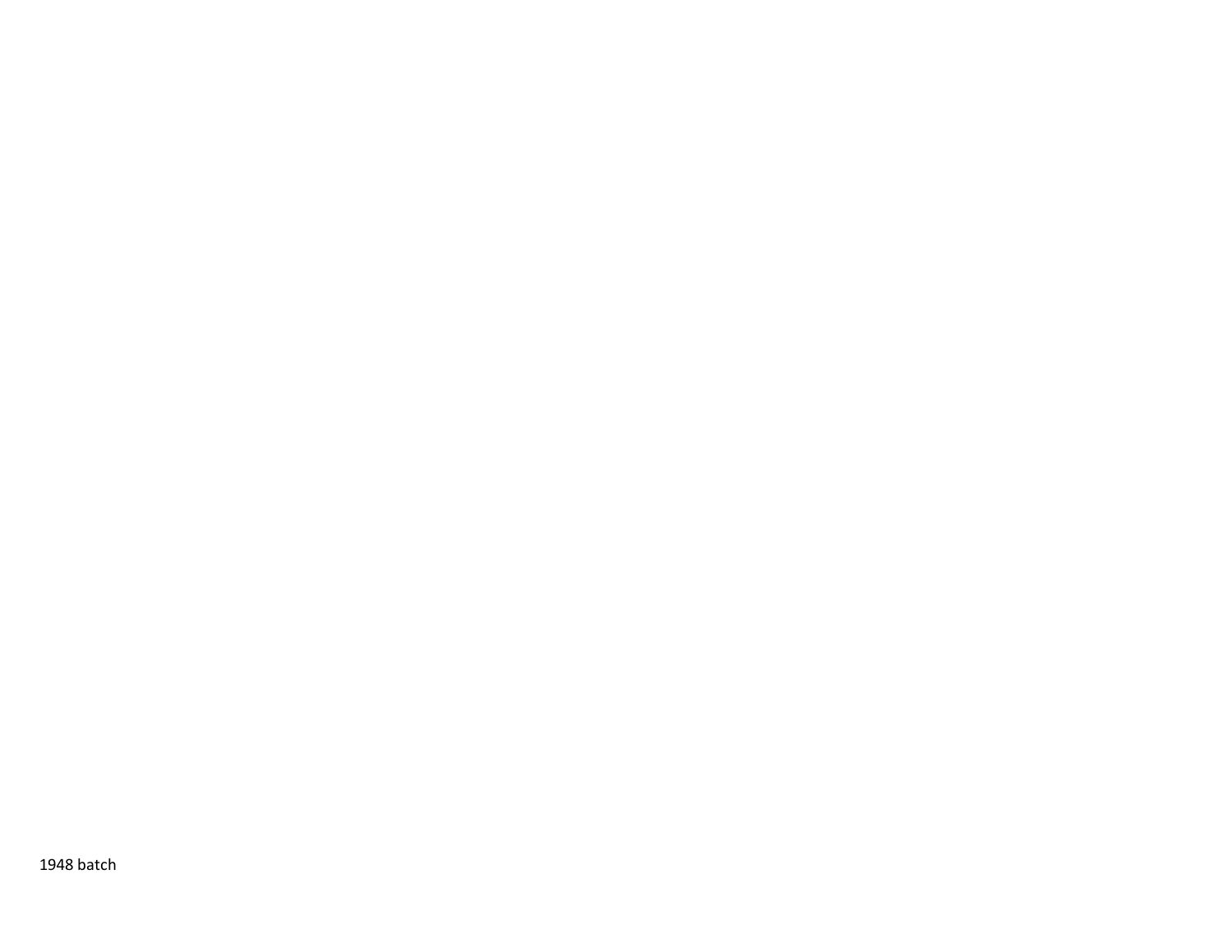1948 batch